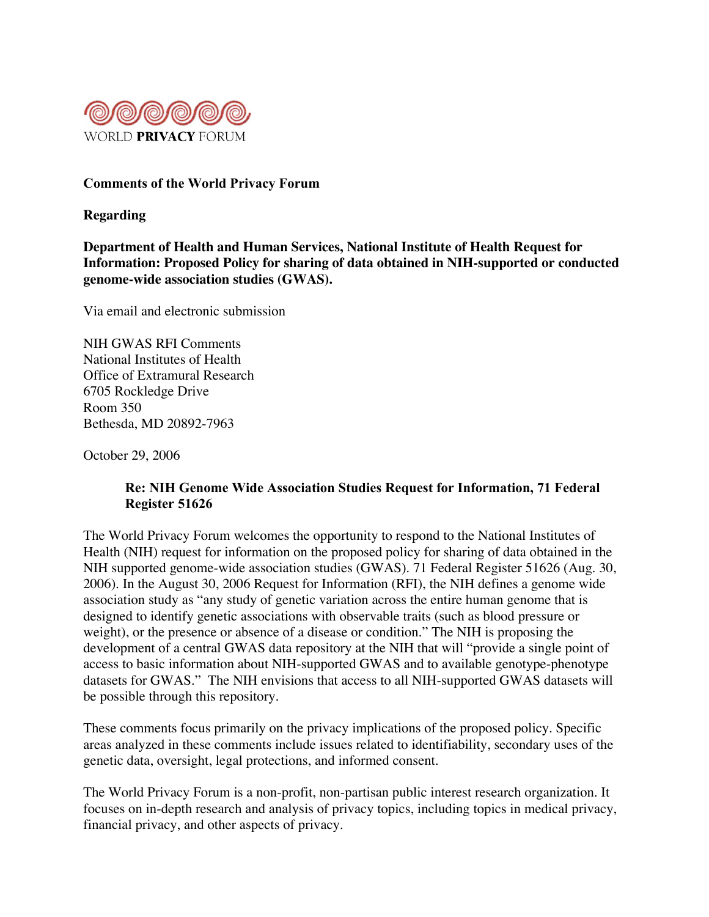WORLD **PRIVACY** FORUM

**Comments of the World Privacy Forum**

**Regarding**

**Department of Health and Human Services, National Institute of Health Request for Information: Proposed Policy for sharing of data obtained in NIH-supported or conducted genome-wide association studies (GWAS).**

Via email and electronic submission

NIH GWAS RFI Comments
National Institutes of Health
Office of Extramural Research
6705 Rockledge Drive
Room 350
Bethesda, MD 20892-7963

October 29, 2006

> **Re: NIH Genome Wide Association Studies Request for Information, 71 Federal Register 51626**

The World Privacy Forum welcomes the opportunity to respond to the National Institutes of Health (NIH) request for information on the proposed policy for sharing of data obtained in the NIH supported genome-wide association studies (GWAS). 71 Federal Register 51626 (Aug. 30, 2006). In the August 30, 2006 Request for Information (RFI), the NIH defines a genome wide association study as "any study of genetic variation across the entire human genome that is designed to identify genetic associations with observable traits (such as blood pressure or weight), or the presence or absence of a disease or condition." The NIH is proposing the development of a central GWAS data repository at the NIH that will "provide a single point of access to basic information about NIH-supported GWAS and to available genotype-phenotype datasets for GWAS." The NIH envisions that access to all NIH-supported GWAS datasets will be possible through this repository.

These comments focus primarily on the privacy implications of the proposed policy. Specific areas analyzed in these comments include issues related to identifiability, secondary uses of the genetic data, oversight, legal protections, and informed consent.

The World Privacy Forum is a non-profit, non-partisan public interest research organization. It focuses on in-depth research and analysis of privacy topics, including topics in medical privacy, financial privacy, and other aspects of privacy.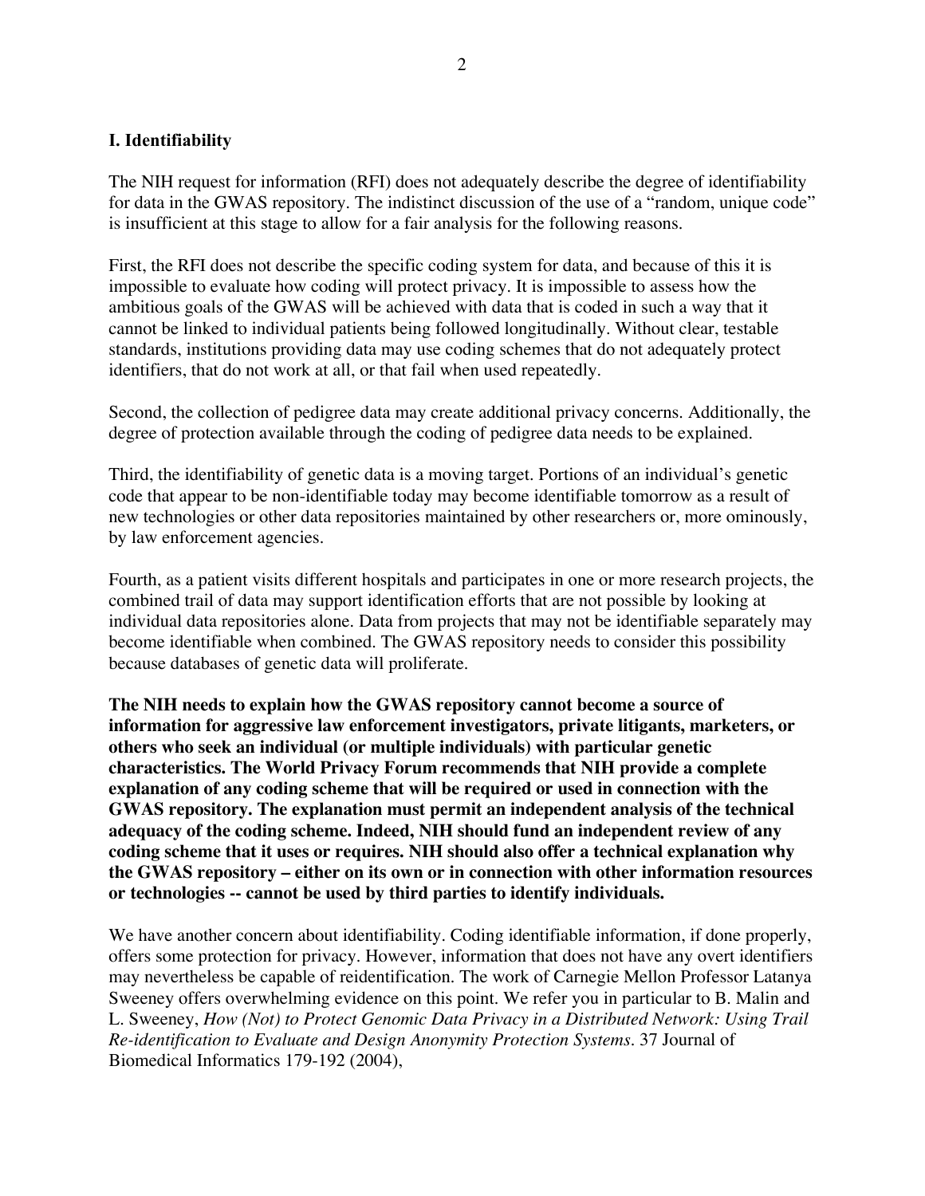## I. Identifiability

The NIH request for information (RFI) does not adequately describe the degree of identifiability for data in the GWAS repository. The indistinct discussion of the use of a "random, unique code" is insufficient at this stage to allow for a fair analysis for the following reasons.

First, the RFI does not describe the specific coding system for data, and because of this it is impossible to evaluate how coding will protect privacy. It is impossible to assess how the ambitious goals of the GWAS will be achieved with data that is coded in such a way that it cannot be linked to individual patients being followed longitudinally. Without clear, testable standards, institutions providing data may use coding schemes that do not adequately protect identifiers, that do not work at all, or that fail when used repeatedly.

Second, the collection of pedigree data may create additional privacy concerns. Additionally, the degree of protection available through the coding of pedigree data needs to be explained.

Third, the identifiability of genetic data is a moving target. Portions of an individual's genetic code that appear to be non-identifiable today may become identifiable tomorrow as a result of new technologies or other data repositories maintained by other researchers or, more ominously, by law enforcement agencies.

Fourth, as a patient visits different hospitals and participates in one or more research projects, the combined trail of data may support identification efforts that are not possible by looking at individual data repositories alone. Data from projects that may not be identifiable separately may become identifiable when combined. The GWAS repository needs to consider this possibility because databases of genetic data will proliferate.

**The NIH needs to explain how the GWAS repository cannot become a source of information for aggressive law enforcement investigators, private litigants, marketers, or others who seek an individual (or multiple individuals) with particular genetic characteristics. The World Privacy Forum recommends that NIH provide a complete explanation of any coding scheme that will be required or used in connection with the GWAS repository. The explanation must permit an independent analysis of the technical adequacy of the coding scheme. Indeed, NIH should fund an independent review of any coding scheme that it uses or requires. NIH should also offer a technical explanation why the GWAS repository – either on its own or in connection with other information resources or technologies -- cannot be used by third parties to identify individuals.**

We have another concern about identifiability. Coding identifiable information, if done properly, offers some protection for privacy. However, information that does not have any overt identifiers may nevertheless be capable of reidentification. The work of Carnegie Mellon Professor Latanya Sweeney offers overwhelming evidence on this point. We refer you in particular to B. Malin and L. Sweeney, *How (Not) to Protect Genomic Data Privacy in a Distributed Network: Using Trail Re-identification to Evaluate and Design Anonymity Protection Systems*. 37 Journal of Biomedical Informatics 179-192 (2004),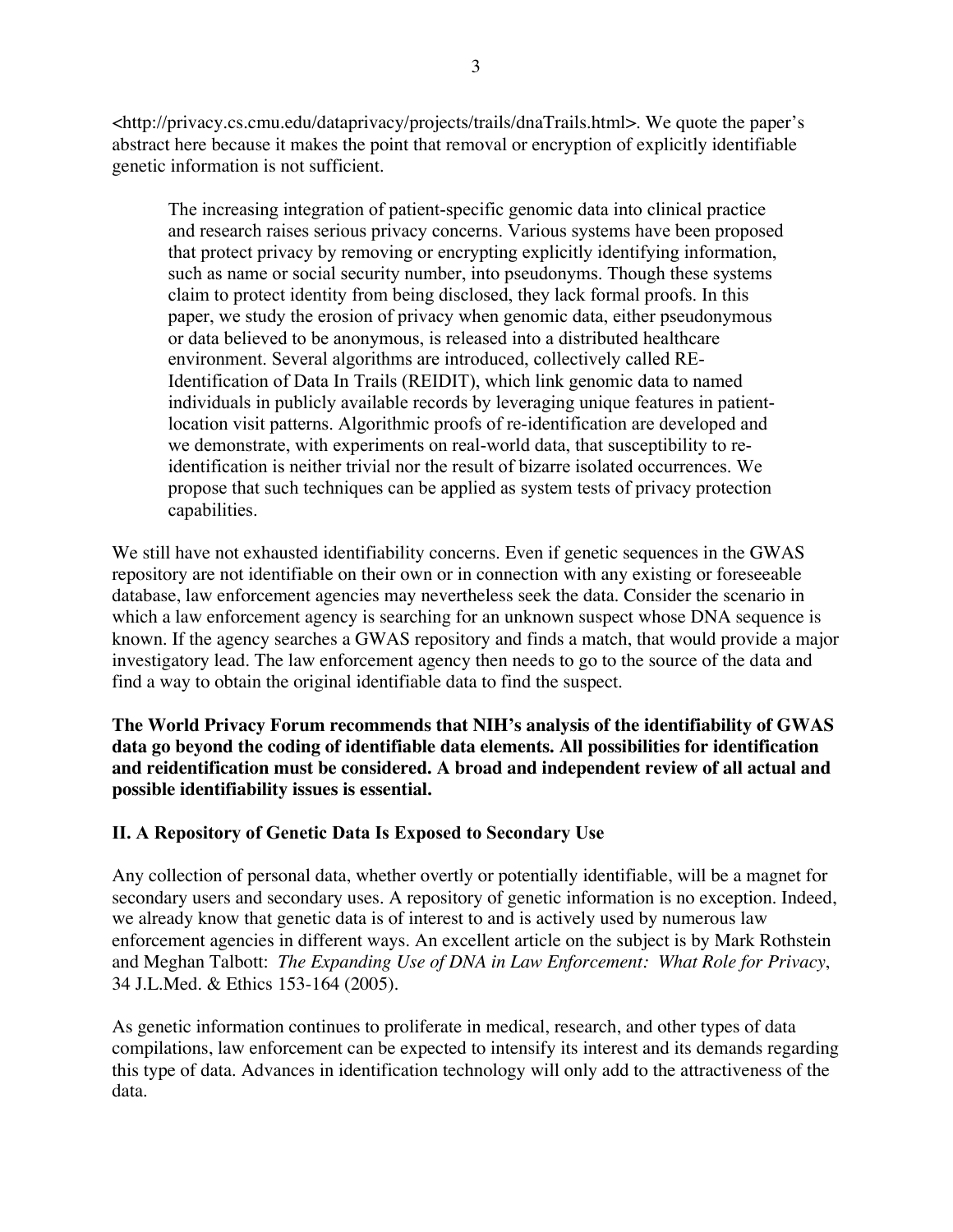<http://privacy.cs.cmu.edu/dataprivacy/projects/trails/dnaTrails.html>. We quote the paper's abstract here because it makes the point that removal or encryption of explicitly identifiable genetic information is not sufficient.

> The increasing integration of patient-specific genomic data into clinical practice and research raises serious privacy concerns. Various systems have been proposed that protect privacy by removing or encrypting explicitly identifying information, such as name or social security number, into pseudonyms. Though these systems claim to protect identity from being disclosed, they lack formal proofs. In this paper, we study the erosion of privacy when genomic data, either pseudonymous or data believed to be anonymous, is released into a distributed healthcare environment. Several algorithms are introduced, collectively called RE-Identification of Data In Trails (REIDIT), which link genomic data to named individuals in publicly available records by leveraging unique features in patient-location visit patterns. Algorithmic proofs of re-identification are developed and we demonstrate, with experiments on real-world data, that susceptibility to re-identification is neither trivial nor the result of bizarre isolated occurrences. We propose that such techniques can be applied as system tests of privacy protection capabilities.

We still have not exhausted identifiability concerns. Even if genetic sequences in the GWAS repository are not identifiable on their own or in connection with any existing or foreseeable database, law enforcement agencies may nevertheless seek the data. Consider the scenario in which a law enforcement agency is searching for an unknown suspect whose DNA sequence is known. If the agency searches a GWAS repository and finds a match, that would provide a major investigatory lead. The law enforcement agency then needs to go to the source of the data and find a way to obtain the original identifiable data to find the suspect.

**The World Privacy Forum recommends that NIH's analysis of the identifiability of GWAS data go beyond the coding of identifiable data elements. All possibilities for identification and reidentification must be considered. A broad and independent review of all actual and possible identifiability issues is essential.**

## II. A Repository of Genetic Data Is Exposed to Secondary Use

Any collection of personal data, whether overtly or potentially identifiable, will be a magnet for secondary users and secondary uses. A repository of genetic information is no exception. Indeed, we already know that genetic data is of interest to and is actively used by numerous law enforcement agencies in different ways. An excellent article on the subject is by Mark Rothstein and Meghan Talbott: *The Expanding Use of DNA in Law Enforcement: What Role for Privacy*, 34 J.L.Med. & Ethics 153-164 (2005).

As genetic information continues to proliferate in medical, research, and other types of data compilations, law enforcement can be expected to intensify its interest and its demands regarding this type of data. Advances in identification technology will only add to the attractiveness of the data.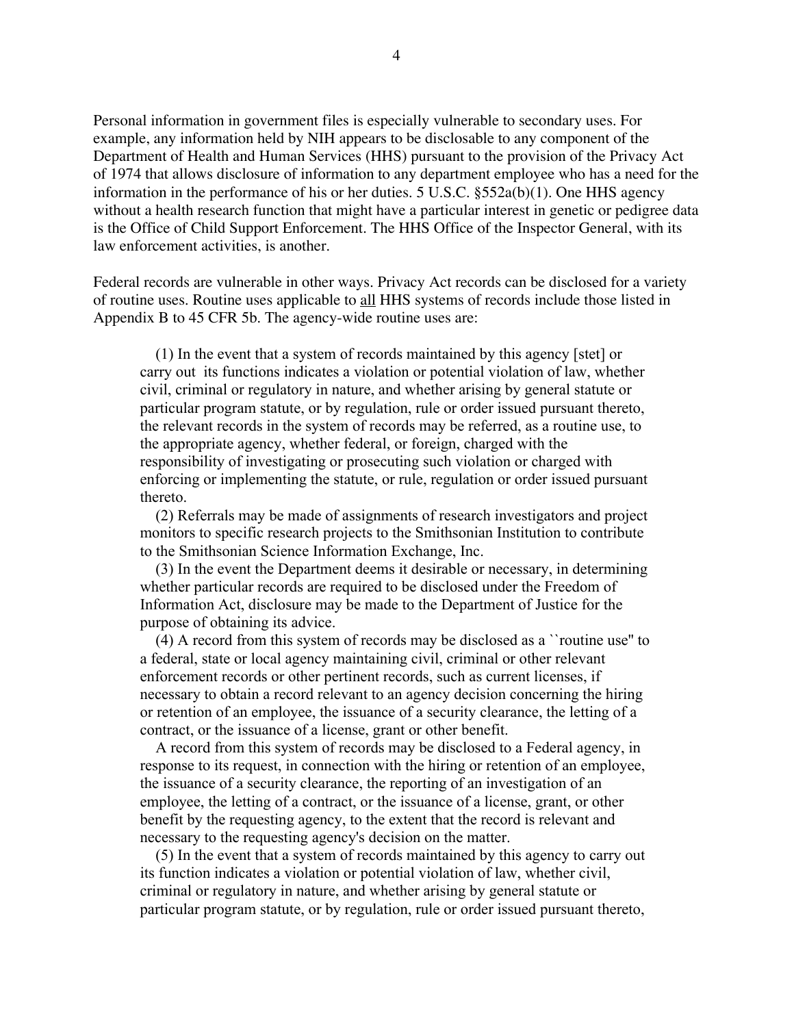Personal information in government files is especially vulnerable to secondary uses. For example, any information held by NIH appears to be disclosable to any component of the Department of Health and Human Services (HHS) pursuant to the provision of the Privacy Act of 1974 that allows disclosure of information to any department employee who has a need for the information in the performance of his or her duties. 5 U.S.C. §552a(b)(1). One HHS agency without a health research function that might have a particular interest in genetic or pedigree data is the Office of Child Support Enforcement. The HHS Office of the Inspector General, with its law enforcement activities, is another.

Federal records are vulnerable in other ways. Privacy Act records can be disclosed for a variety of routine uses. Routine uses applicable to <u>all</u> HHS systems of records include those listed in Appendix B to 45 CFR 5b. The agency-wide routine uses are:

> (1) In the event that a system of records maintained by this agency [stet] or carry out its functions indicates a violation or potential violation of law, whether civil, criminal or regulatory in nature, and whether arising by general statute or particular program statute, or by regulation, rule or order issued pursuant thereto, the relevant records in the system of records may be referred, as a routine use, to the appropriate agency, whether federal, or foreign, charged with the responsibility of investigating or prosecuting such violation or charged with enforcing or implementing the statute, or rule, regulation or order issued pursuant thereto.
>
> (2) Referrals may be made of assignments of research investigators and project monitors to specific research projects to the Smithsonian Institution to contribute to the Smithsonian Science Information Exchange, Inc.
>
> (3) In the event the Department deems it desirable or necessary, in determining whether particular records are required to be disclosed under the Freedom of Information Act, disclosure may be made to the Department of Justice for the purpose of obtaining its advice.
>
> (4) A record from this system of records may be disclosed as a ``routine use'' to a federal, state or local agency maintaining civil, criminal or other relevant enforcement records or other pertinent records, such as current licenses, if necessary to obtain a record relevant to an agency decision concerning the hiring or retention of an employee, the issuance of a security clearance, the letting of a contract, or the issuance of a license, grant or other benefit.
>
> A record from this system of records may be disclosed to a Federal agency, in response to its request, in connection with the hiring or retention of an employee, the issuance of a security clearance, the reporting of an investigation of an employee, the letting of a contract, or the issuance of a license, grant, or other benefit by the requesting agency, to the extent that the record is relevant and necessary to the requesting agency's decision on the matter.
>
> (5) In the event that a system of records maintained by this agency to carry out its function indicates a violation or potential violation of law, whether civil, criminal or regulatory in nature, and whether arising by general statute or particular program statute, or by regulation, rule or order issued pursuant thereto,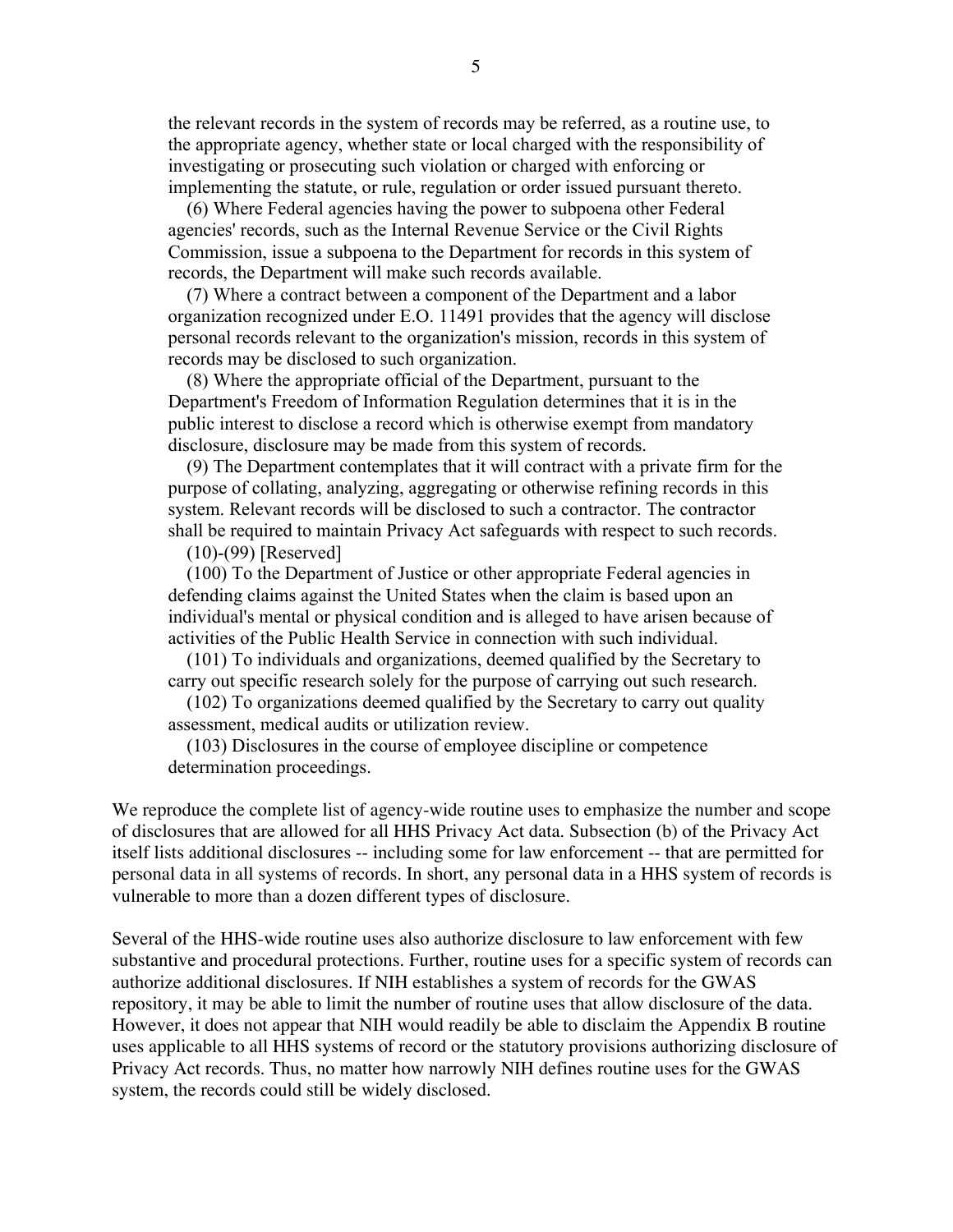the relevant records in the system of records may be referred, as a routine use, to the appropriate agency, whether state or local charged with the responsibility of investigating or prosecuting such violation or charged with enforcing or implementing the statute, or rule, regulation or order issued pursuant thereto.

(6) Where Federal agencies having the power to subpoena other Federal agencies' records, such as the Internal Revenue Service or the Civil Rights Commission, issue a subpoena to the Department for records in this system of records, the Department will make such records available.

(7) Where a contract between a component of the Department and a labor organization recognized under E.O. 11491 provides that the agency will disclose personal records relevant to the organization's mission, records in this system of records may be disclosed to such organization.

(8) Where the appropriate official of the Department, pursuant to the Department's Freedom of Information Regulation determines that it is in the public interest to disclose a record which is otherwise exempt from mandatory disclosure, disclosure may be made from this system of records.

(9) The Department contemplates that it will contract with a private firm for the purpose of collating, analyzing, aggregating or otherwise refining records in this system. Relevant records will be disclosed to such a contractor. The contractor shall be required to maintain Privacy Act safeguards with respect to such records.

(10)-(99) [Reserved]

(100) To the Department of Justice or other appropriate Federal agencies in defending claims against the United States when the claim is based upon an individual's mental or physical condition and is alleged to have arisen because of activities of the Public Health Service in connection with such individual.

(101) To individuals and organizations, deemed qualified by the Secretary to carry out specific research solely for the purpose of carrying out such research.

(102) To organizations deemed qualified by the Secretary to carry out quality assessment, medical audits or utilization review.

(103) Disclosures in the course of employee discipline or competence determination proceedings.

We reproduce the complete list of agency-wide routine uses to emphasize the number and scope of disclosures that are allowed for all HHS Privacy Act data. Subsection (b) of the Privacy Act itself lists additional disclosures -- including some for law enforcement -- that are permitted for personal data in all systems of records. In short, any personal data in a HHS system of records is vulnerable to more than a dozen different types of disclosure.

Several of the HHS-wide routine uses also authorize disclosure to law enforcement with few substantive and procedural protections. Further, routine uses for a specific system of records can authorize additional disclosures. If NIH establishes a system of records for the GWAS repository, it may be able to limit the number of routine uses that allow disclosure of the data. However, it does not appear that NIH would readily be able to disclaim the Appendix B routine uses applicable to all HHS systems of record or the statutory provisions authorizing disclosure of Privacy Act records. Thus, no matter how narrowly NIH defines routine uses for the GWAS system, the records could still be widely disclosed.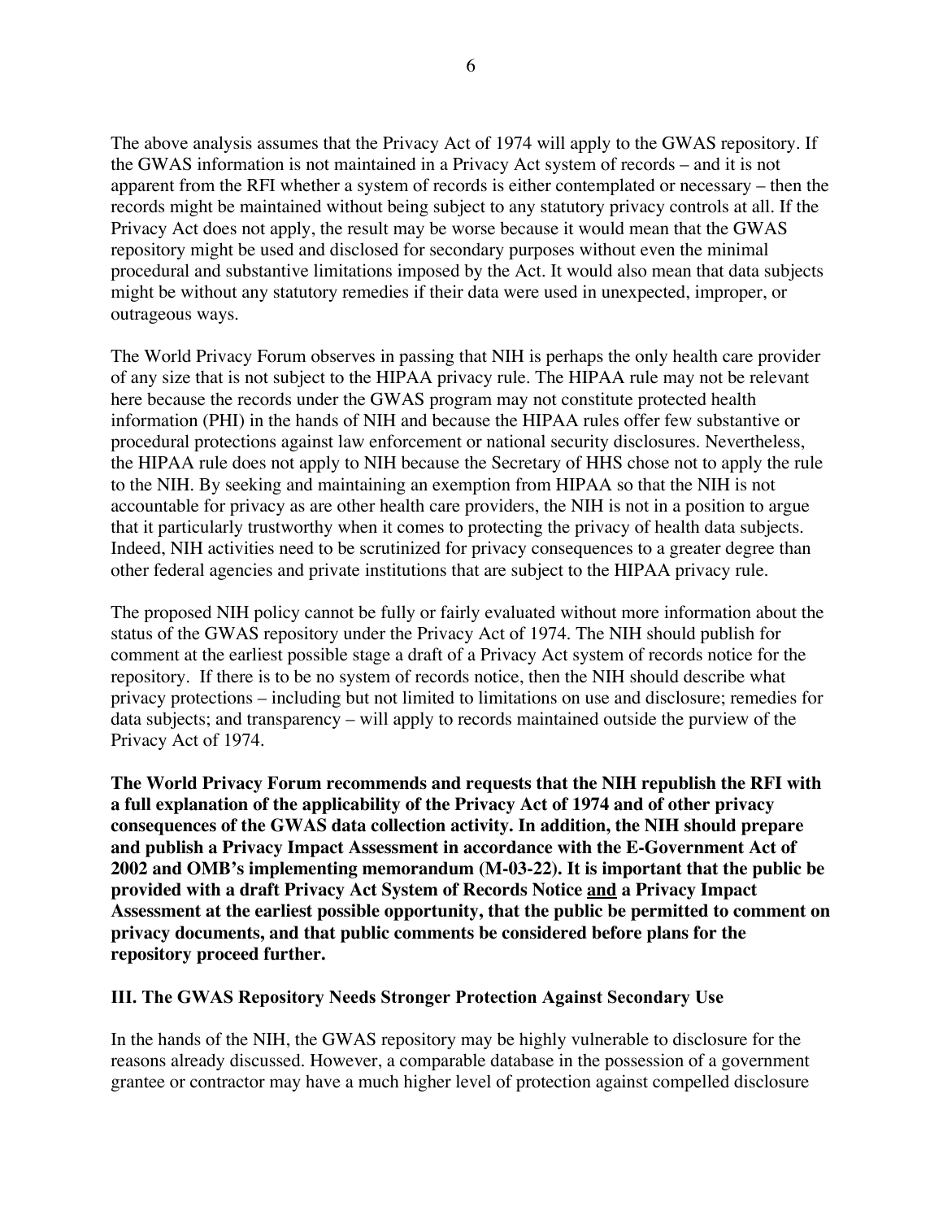The above analysis assumes that the Privacy Act of 1974 will apply to the GWAS repository. If the GWAS information is not maintained in a Privacy Act system of records – and it is not apparent from the RFI whether a system of records is either contemplated or necessary – then the records might be maintained without being subject to any statutory privacy controls at all. If the Privacy Act does not apply, the result may be worse because it would mean that the GWAS repository might be used and disclosed for secondary purposes without even the minimal procedural and substantive limitations imposed by the Act. It would also mean that data subjects might be without any statutory remedies if their data were used in unexpected, improper, or outrageous ways.

The World Privacy Forum observes in passing that NIH is perhaps the only health care provider of any size that is not subject to the HIPAA privacy rule. The HIPAA rule may not be relevant here because the records under the GWAS program may not constitute protected health information (PHI) in the hands of NIH and because the HIPAA rules offer few substantive or procedural protections against law enforcement or national security disclosures. Nevertheless, the HIPAA rule does not apply to NIH because the Secretary of HHS chose not to apply the rule to the NIH. By seeking and maintaining an exemption from HIPAA so that the NIH is not accountable for privacy as are other health care providers, the NIH is not in a position to argue that it particularly trustworthy when it comes to protecting the privacy of health data subjects. Indeed, NIH activities need to be scrutinized for privacy consequences to a greater degree than other federal agencies and private institutions that are subject to the HIPAA privacy rule.

The proposed NIH policy cannot be fully or fairly evaluated without more information about the status of the GWAS repository under the Privacy Act of 1974. The NIH should publish for comment at the earliest possible stage a draft of a Privacy Act system of records notice for the repository. If there is to be no system of records notice, then the NIH should describe what privacy protections – including but not limited to limitations on use and disclosure; remedies for data subjects; and transparency – will apply to records maintained outside the purview of the Privacy Act of 1974.

**The World Privacy Forum recommends and requests that the NIH republish the RFI with a full explanation of the applicability of the Privacy Act of 1974 and of other privacy consequences of the GWAS data collection activity. In addition, the NIH should prepare and publish a Privacy Impact Assessment in accordance with the E-Government Act of 2002 and OMB's implementing memorandum (M-03-22). It is important that the public be provided with a draft Privacy Act System of Records Notice <u>and</u> a Privacy Impact Assessment at the earliest possible opportunity, that the public be permitted to comment on privacy documents, and that public comments be considered before plans for the repository proceed further.**

## III. The GWAS Repository Needs Stronger Protection Against Secondary Use

In the hands of the NIH, the GWAS repository may be highly vulnerable to disclosure for the reasons already discussed. However, a comparable database in the possession of a government grantee or contractor may have a much higher level of protection against compelled disclosure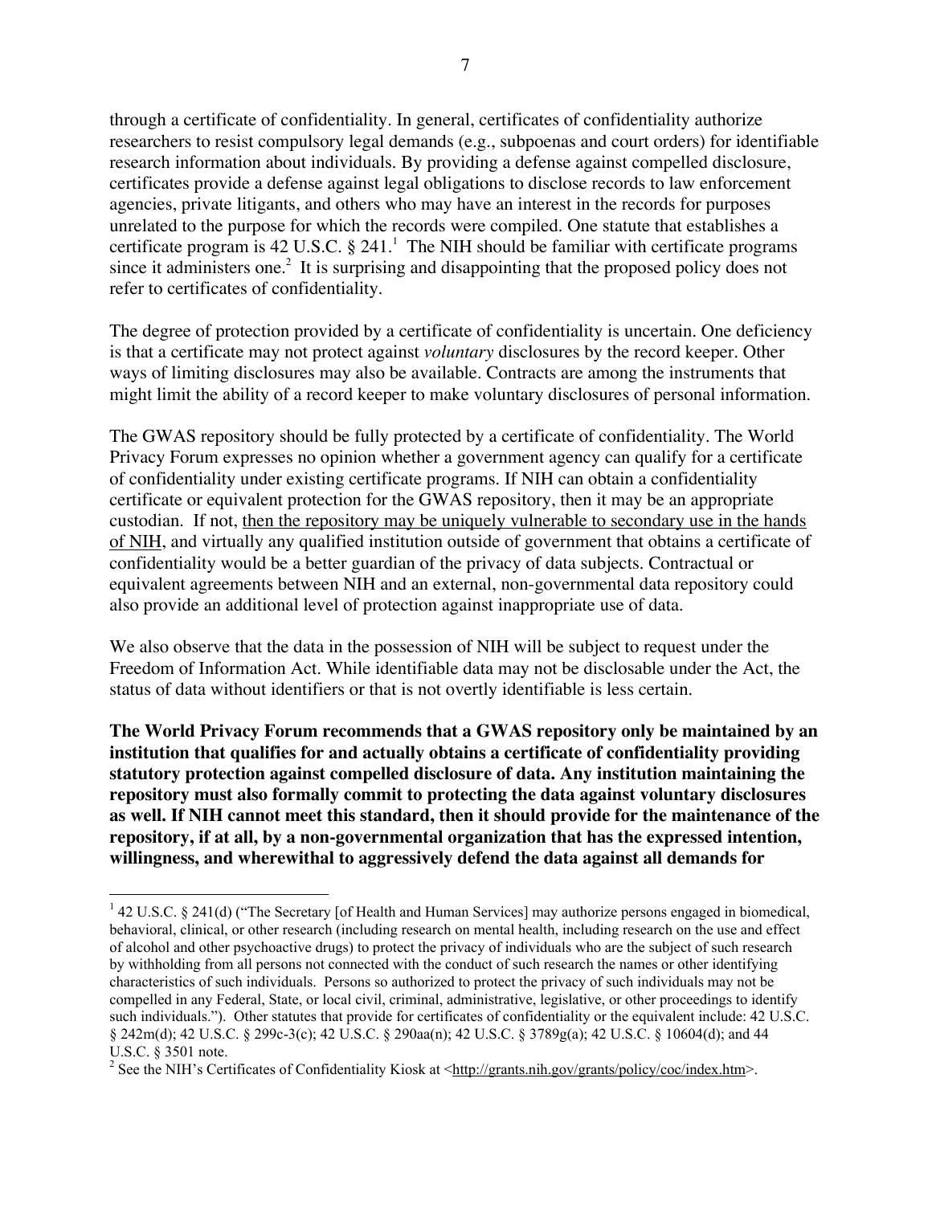through a certificate of confidentiality. In general, certificates of confidentiality authorize researchers to resist compulsory legal demands (e.g., subpoenas and court orders) for identifiable research information about individuals. By providing a defense against compelled disclosure, certificates provide a defense against legal obligations to disclose records to law enforcement agencies, private litigants, and others who may have an interest in the records for purposes unrelated to the purpose for which the records were compiled. One statute that establishes a certificate program is 42 U.S.C. § 241.[1] The NIH should be familiar with certificate programs since it administers one.[2] It is surprising and disappointing that the proposed policy does not refer to certificates of confidentiality.

The degree of protection provided by a certificate of confidentiality is uncertain. One deficiency is that a certificate may not protect against *voluntary* disclosures by the record keeper. Other ways of limiting disclosures may also be available. Contracts are among the instruments that might limit the ability of a record keeper to make voluntary disclosures of personal information.

The GWAS repository should be fully protected by a certificate of confidentiality. The World Privacy Forum expresses no opinion whether a government agency can qualify for a certificate of confidentiality under existing certificate programs. If NIH can obtain a confidentiality certificate or equivalent protection for the GWAS repository, then it may be an appropriate custodian. If not, <u>then the repository may be uniquely vulnerable to secondary use in the hands of NIH</u>, and virtually any qualified institution outside of government that obtains a certificate of confidentiality would be a better guardian of the privacy of data subjects. Contractual or equivalent agreements between NIH and an external, non-governmental data repository could also provide an additional level of protection against inappropriate use of data.

We also observe that the data in the possession of NIH will be subject to request under the Freedom of Information Act. While identifiable data may not be disclosable under the Act, the status of data without identifiers or that is not overtly identifiable is less certain.

**The World Privacy Forum recommends that a GWAS repository only be maintained by an institution that qualifies for and actually obtains a certificate of confidentiality providing statutory protection against compelled disclosure of data. Any institution maintaining the repository must also formally commit to protecting the data against voluntary disclosures as well. If NIH cannot meet this standard, then it should provide for the maintenance of the repository, if at all, by a non-governmental organization that has the expressed intention, willingness, and wherewithal to aggressively defend the data against all demands for**

---

[1] 42 U.S.C. § 241(d) ("The Secretary [of Health and Human Services] may authorize persons engaged in biomedical, behavioral, clinical, or other research (including research on mental health, including research on the use and effect of alcohol and other psychoactive drugs) to protect the privacy of individuals who are the subject of such research by withholding from all persons not connected with the conduct of such research the names or other identifying characteristics of such individuals. Persons so authorized to protect the privacy of such individuals may not be compelled in any Federal, State, or local civil, criminal, administrative, legislative, or other proceedings to identify such individuals."). Other statutes that provide for certificates of confidentiality or the equivalent include: 42 U.S.C. § 242m(d); 42 U.S.C. § 299c-3(c); 42 U.S.C. § 290aa(n); 42 U.S.C. § 3789g(a); 42 U.S.C. § 10604(d); and 44 U.S.C. § 3501 note.

[2] See the NIH's Certificates of Confidentiality Kiosk at <http://grants.nih.gov/grants/policy/coc/index.htm>.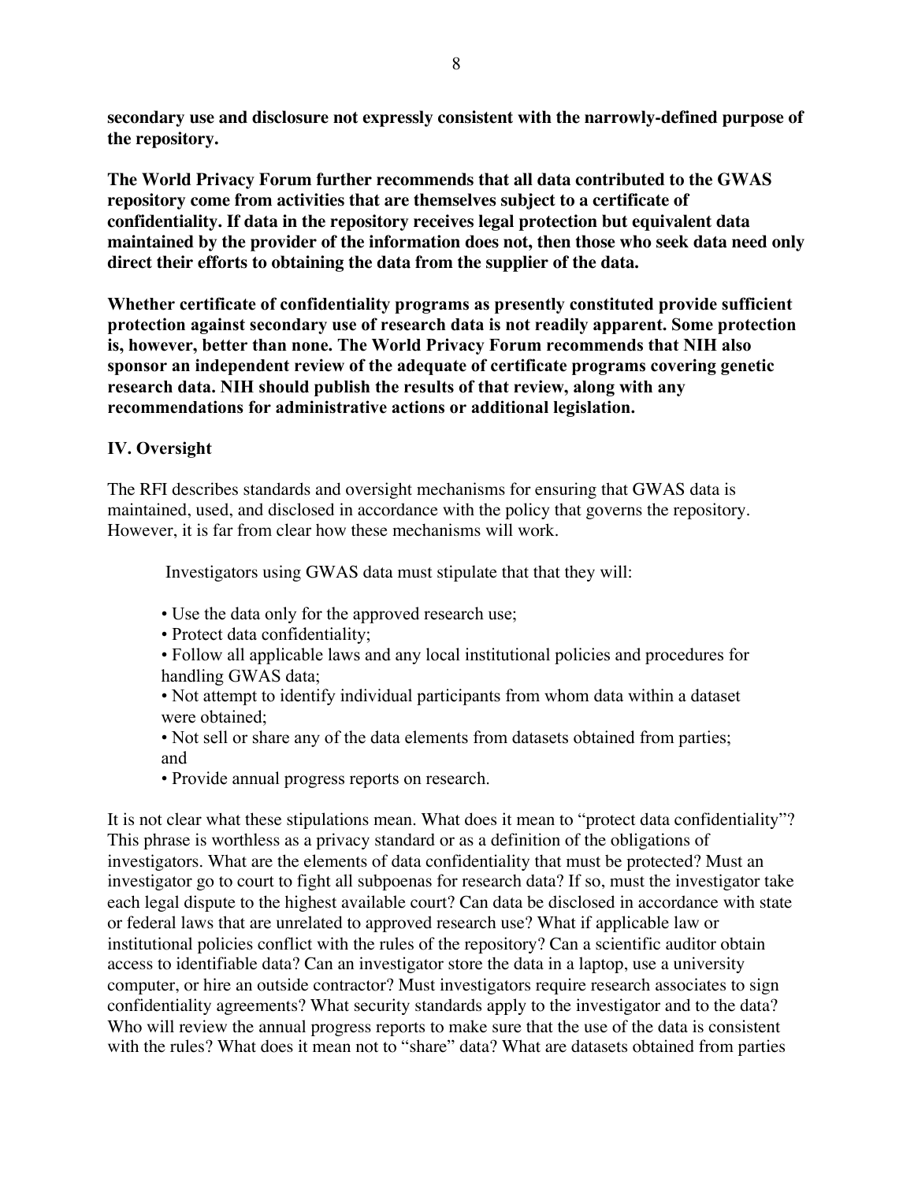**secondary use and disclosure not expressly consistent with the narrowly-defined purpose of the repository.**

**The World Privacy Forum further recommends that all data contributed to the GWAS repository come from activities that are themselves subject to a certificate of confidentiality. If data in the repository receives legal protection but equivalent data maintained by the provider of the information does not, then those who seek data need only direct their efforts to obtaining the data from the supplier of the data.**

**Whether certificate of confidentiality programs as presently constituted provide sufficient protection against secondary use of research data is not readily apparent. Some protection is, however, better than none. The World Privacy Forum recommends that NIH also sponsor an independent review of the adequate of certificate programs covering genetic research data. NIH should publish the results of that review, along with any recommendations for administrative actions or additional legislation.**

## IV. Oversight

The RFI describes standards and oversight mechanisms for ensuring that GWAS data is maintained, used, and disclosed in accordance with the policy that governs the repository. However, it is far from clear how these mechanisms will work.

> Investigators using GWAS data must stipulate that that they will:
>
> - Use the data only for the approved research use;
> - Protect data confidentiality;
> - Follow all applicable laws and any local institutional policies and procedures for handling GWAS data;
> - Not attempt to identify individual participants from whom data within a dataset were obtained;
> - Not sell or share any of the data elements from datasets obtained from parties; and
> - Provide annual progress reports on research.

It is not clear what these stipulations mean. What does it mean to "protect data confidentiality"? This phrase is worthless as a privacy standard or as a definition of the obligations of investigators. What are the elements of data confidentiality that must be protected? Must an investigator go to court to fight all subpoenas for research data? If so, must the investigator take each legal dispute to the highest available court? Can data be disclosed in accordance with state or federal laws that are unrelated to approved research use? What if applicable law or institutional policies conflict with the rules of the repository? Can a scientific auditor obtain access to identifiable data? Can an investigator store the data in a laptop, use a university computer, or hire an outside contractor? Must investigators require research associates to sign confidentiality agreements? What security standards apply to the investigator and to the data? Who will review the annual progress reports to make sure that the use of the data is consistent with the rules? What does it mean not to "share" data? What are datasets obtained from parties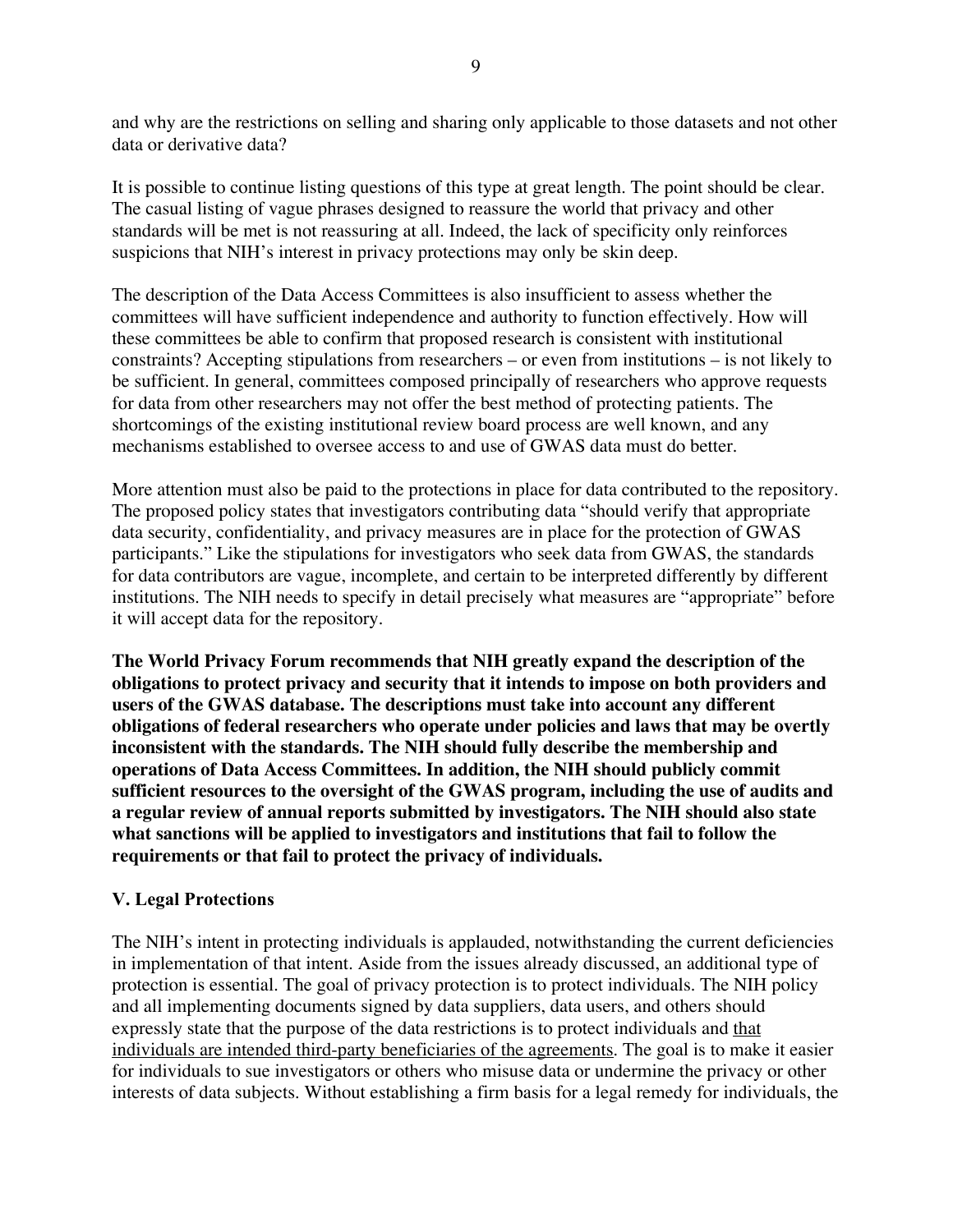and why are the restrictions on selling and sharing only applicable to those datasets and not other data or derivative data?

It is possible to continue listing questions of this type at great length. The point should be clear. The casual listing of vague phrases designed to reassure the world that privacy and other standards will be met is not reassuring at all. Indeed, the lack of specificity only reinforces suspicions that NIH's interest in privacy protections may only be skin deep.

The description of the Data Access Committees is also insufficient to assess whether the committees will have sufficient independence and authority to function effectively. How will these committees be able to confirm that proposed research is consistent with institutional constraints? Accepting stipulations from researchers – or even from institutions – is not likely to be sufficient. In general, committees composed principally of researchers who approve requests for data from other researchers may not offer the best method of protecting patients. The shortcomings of the existing institutional review board process are well known, and any mechanisms established to oversee access to and use of GWAS data must do better.

More attention must also be paid to the protections in place for data contributed to the repository. The proposed policy states that investigators contributing data "should verify that appropriate data security, confidentiality, and privacy measures are in place for the protection of GWAS participants." Like the stipulations for investigators who seek data from GWAS, the standards for data contributors are vague, incomplete, and certain to be interpreted differently by different institutions. The NIH needs to specify in detail precisely what measures are "appropriate" before it will accept data for the repository.

**The World Privacy Forum recommends that NIH greatly expand the description of the obligations to protect privacy and security that it intends to impose on both providers and users of the GWAS database. The descriptions must take into account any different obligations of federal researchers who operate under policies and laws that may be overtly inconsistent with the standards. The NIH should fully describe the membership and operations of Data Access Committees. In addition, the NIH should publicly commit sufficient resources to the oversight of the GWAS program, including the use of audits and a regular review of annual reports submitted by investigators. The NIH should also state what sanctions will be applied to investigators and institutions that fail to follow the requirements or that fail to protect the privacy of individuals.**

## V. Legal Protections

The NIH's intent in protecting individuals is applauded, notwithstanding the current deficiencies in implementation of that intent. Aside from the issues already discussed, an additional type of protection is essential. The goal of privacy protection is to protect individuals. The NIH policy and all implementing documents signed by data suppliers, data users, and others should expressly state that the purpose of the data restrictions is to protect individuals and <u>that individuals are intended third-party beneficiaries of the agreements</u>. The goal is to make it easier for individuals to sue investigators or others who misuse data or undermine the privacy or other interests of data subjects. Without establishing a firm basis for a legal remedy for individuals, the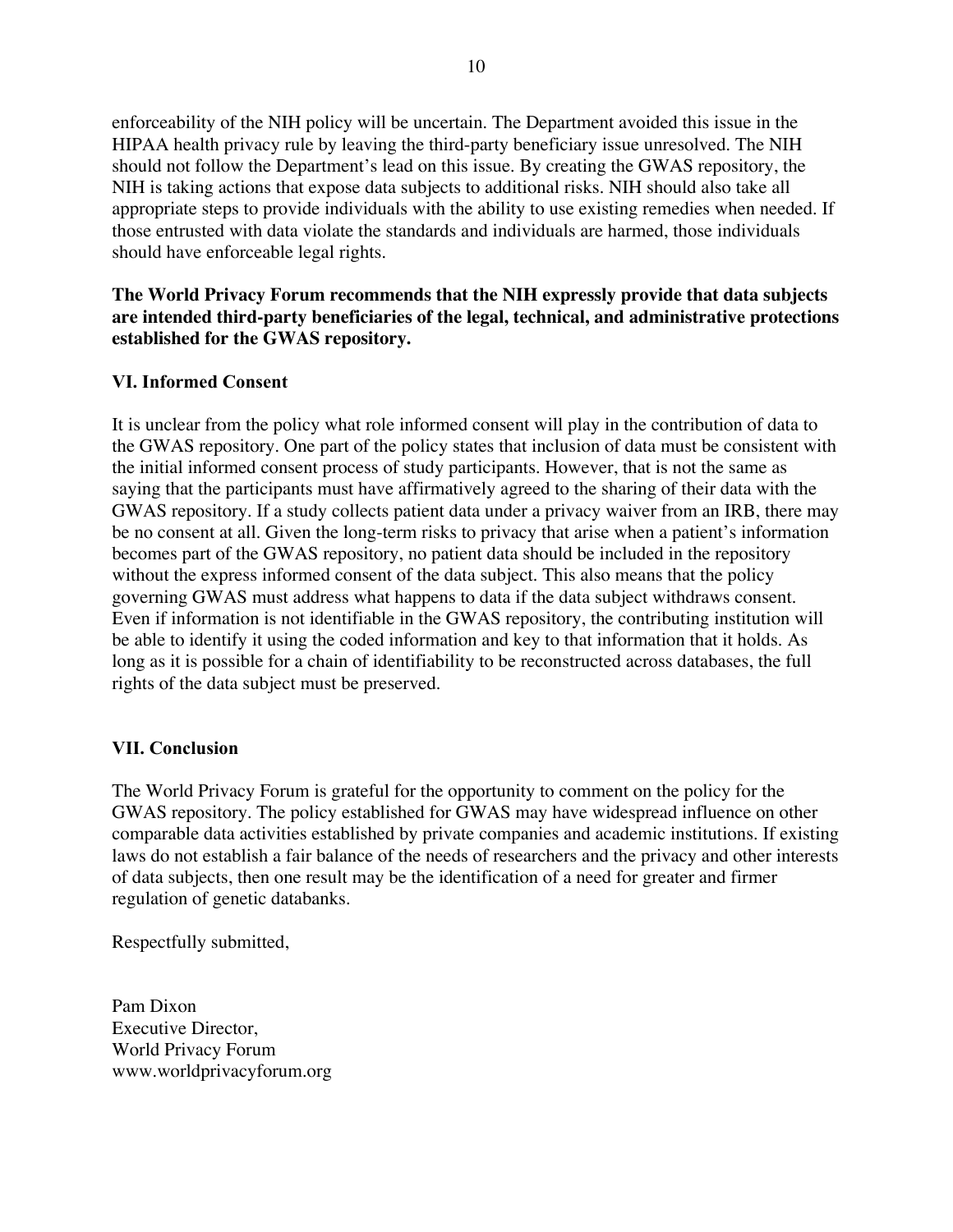enforceability of the NIH policy will be uncertain. The Department avoided this issue in the HIPAA health privacy rule by leaving the third-party beneficiary issue unresolved. The NIH should not follow the Department's lead on this issue. By creating the GWAS repository, the NIH is taking actions that expose data subjects to additional risks. NIH should also take all appropriate steps to provide individuals with the ability to use existing remedies when needed. If those entrusted with data violate the standards and individuals are harmed, those individuals should have enforceable legal rights.

**The World Privacy Forum recommends that the NIH expressly provide that data subjects are intended third-party beneficiaries of the legal, technical, and administrative protections established for the GWAS repository.**

## VI. Informed Consent

It is unclear from the policy what role informed consent will play in the contribution of data to the GWAS repository. One part of the policy states that inclusion of data must be consistent with the initial informed consent process of study participants. However, that is not the same as saying that the participants must have affirmatively agreed to the sharing of their data with the GWAS repository. If a study collects patient data under a privacy waiver from an IRB, there may be no consent at all. Given the long-term risks to privacy that arise when a patient's information becomes part of the GWAS repository, no patient data should be included in the repository without the express informed consent of the data subject. This also means that the policy governing GWAS must address what happens to data if the data subject withdraws consent. Even if information is not identifiable in the GWAS repository, the contributing institution will be able to identify it using the coded information and key to that information that it holds. As long as it is possible for a chain of identifiability to be reconstructed across databases, the full rights of the data subject must be preserved.

## VII. Conclusion

The World Privacy Forum is grateful for the opportunity to comment on the policy for the GWAS repository. The policy established for GWAS may have widespread influence on other comparable data activities established by private companies and academic institutions. If existing laws do not establish a fair balance of the needs of researchers and the privacy and other interests of data subjects, then one result may be the identification of a need for greater and firmer regulation of genetic databanks.

Respectfully submitted,

Pam Dixon
Executive Director,
World Privacy Forum
www.worldprivacyforum.org